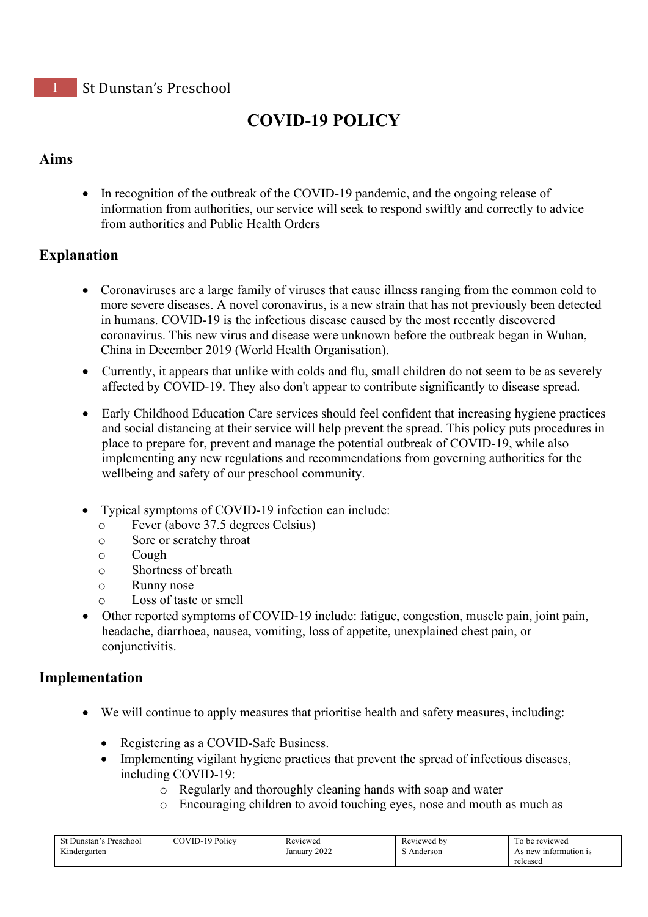# COVID-19 POLICY

## Aims

- In recognition of the outbreak of the COVID-19 pandemic, and the ongoing release of information from authorities, our service will seek to respond swiftly and correctly to advice from authorities and Public Health Orders

## Explanation

- Coronaviruses are a large family of viruses that cause illness ranging from the common cold to more severe diseases. A novel coronavirus, is a new strain that has not previously been detected in humans. COVID-19 is the infectious disease caused by the most recently discovered coronavirus. This new virus and disease were unknown before the outbreak began in Wuhan, China in December 2019 (World Health Organisation).
- Currently, it appears that unlike with colds and flu, small children do not seem to be as severely affected by COVID-19. They also don't appear to contribute significantly to disease spread.
- Early Childhood Education Care services should feel confident that increasing hygiene practices and social distancing at their service will help prevent the spread. This policy puts procedures in place to prepare for, prevent and manage the potential outbreak of COVID-19, while also implementing any new regulations and recommendations from governing authorities for the wellbeing and safety of our preschool community.
- Typical symptoms of COVID-19 infection can include:
  - Fever (above 37.5 degrees Celsius)
  - Sore or scratchy throat
  - Cough
  - Shortness of breath
  - Runny nose
  - Loss of taste or smell
- Other reported symptoms of COVID-19 include: fatigue, congestion, muscle pain, joint pain, headache, diarrhoea, nausea, vomiting, loss of appetite, unexplained chest pain, or conjunctivitis.

## Implementation

- We will continue to apply measures that prioritise health and safety measures, including:
  - Registering as a COVID-Safe Business.
  - Implementing vigilant hygiene practices that prevent the spread of infectious diseases, including COVID-19:
    - Regularly and thoroughly cleaning hands with soap and water
    - Encouraging children to avoid touching eyes, nose and mouth as much as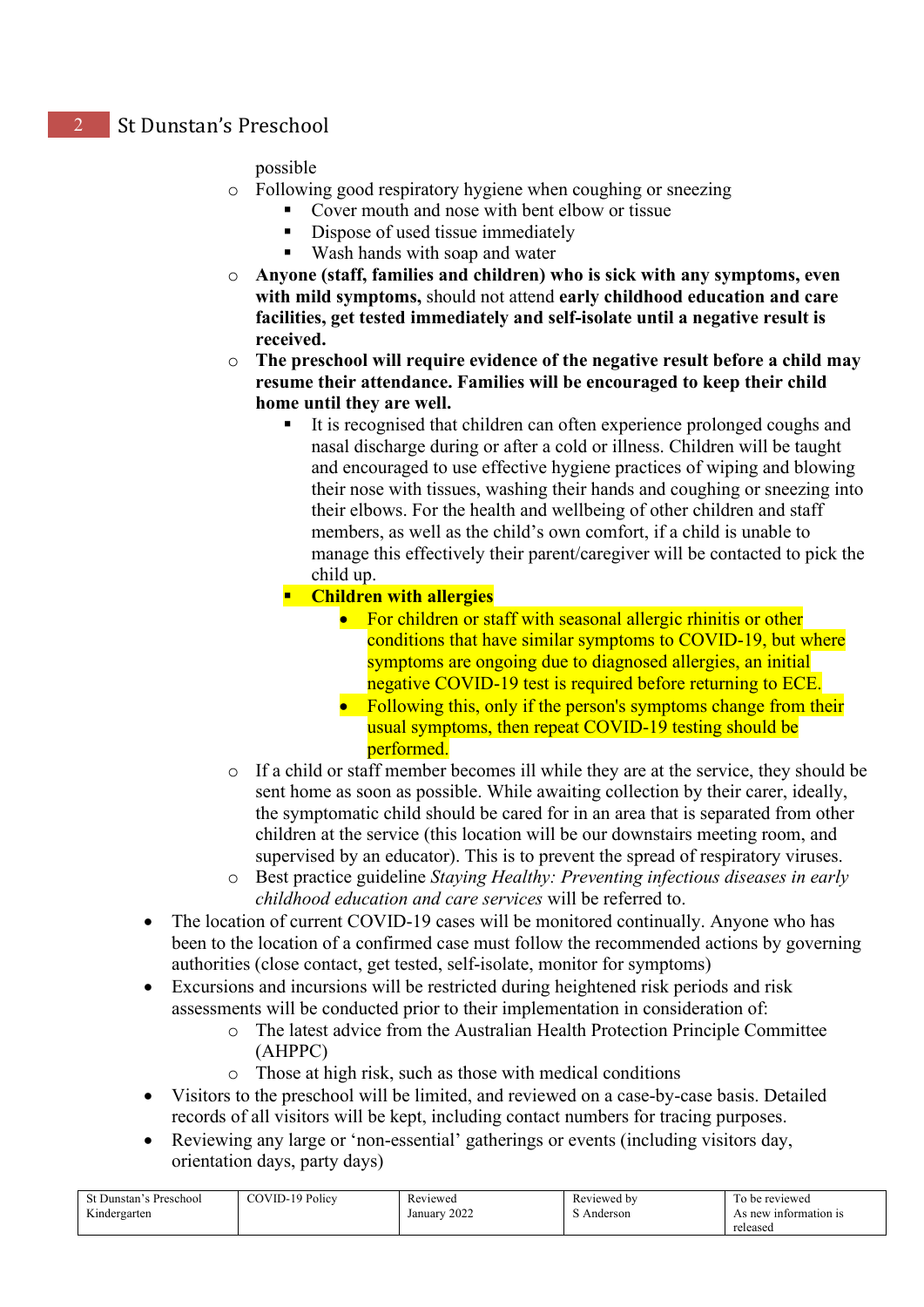possible
    - Following good respiratory hygiene when coughing or sneezing
        - Cover mouth and nose with bent elbow or tissue
        - Dispose of used tissue immediately
        - Wash hands with soap and water
    - **Anyone (staff, families and children) who is sick with any symptoms, even with mild symptoms,** should not attend **early childhood education and care facilities, get tested immediately and self-isolate until a negative result is received.**
    - **The preschool will require evidence of the negative result before a child may resume their attendance. Families will be encouraged to keep their child home until they are well.**
        - It is recognised that children can often experience prolonged coughs and nasal discharge during or after a cold or illness. Children will be taught and encouraged to use effective hygiene practices of wiping and blowing their nose with tissues, washing their hands and coughing or sneezing into their elbows. For the health and wellbeing of other children and staff members, as well as the child's own comfort, if a child is unable to manage this effectively their parent/caregiver will be contacted to pick the child up.
        - **Children with allergies**
            - For children or staff with seasonal allergic rhinitis or other conditions that have similar symptoms to COVID-19, but where symptoms are ongoing due to diagnosed allergies, an initial negative COVID-19 test is required before returning to ECE.
            - Following this, only if the person's symptoms change from their usual symptoms, then repeat COVID-19 testing should be performed.
    - If a child or staff member becomes ill while they are at the service, they should be sent home as soon as possible. While awaiting collection by their carer, ideally, the symptomatic child should be cared for in an area that is separated from other children at the service (this location will be our downstairs meeting room, and supervised by an educator). This is to prevent the spread of respiratory viruses.
    - Best practice guideline *Staying Healthy: Preventing infectious diseases in early childhood education and care services* will be referred to.
- The location of current COVID-19 cases will be monitored continually. Anyone who has been to the location of a confirmed case must follow the recommended actions by governing authorities (close contact, get tested, self-isolate, monitor for symptoms)
- Excursions and incursions will be restricted during heightened risk periods and risk assessments will be conducted prior to their implementation in consideration of:
    - The latest advice from the Australian Health Protection Principle Committee (AHPPC)
    - Those at high risk, such as those with medical conditions
- Visitors to the preschool will be limited, and reviewed on a case-by-case basis. Detailed records of all visitors will be kept, including contact numbers for tracing purposes.
- Reviewing any large or 'non-essential' gatherings or events (including visitors day, orientation days, party days)

| St Dunstan's Preschool Kindergarten | COVID-19 Policy | Reviewed January 2022 | Reviewed by S Anderson | To be reviewed As new information is released |
|---|---|---|---|---|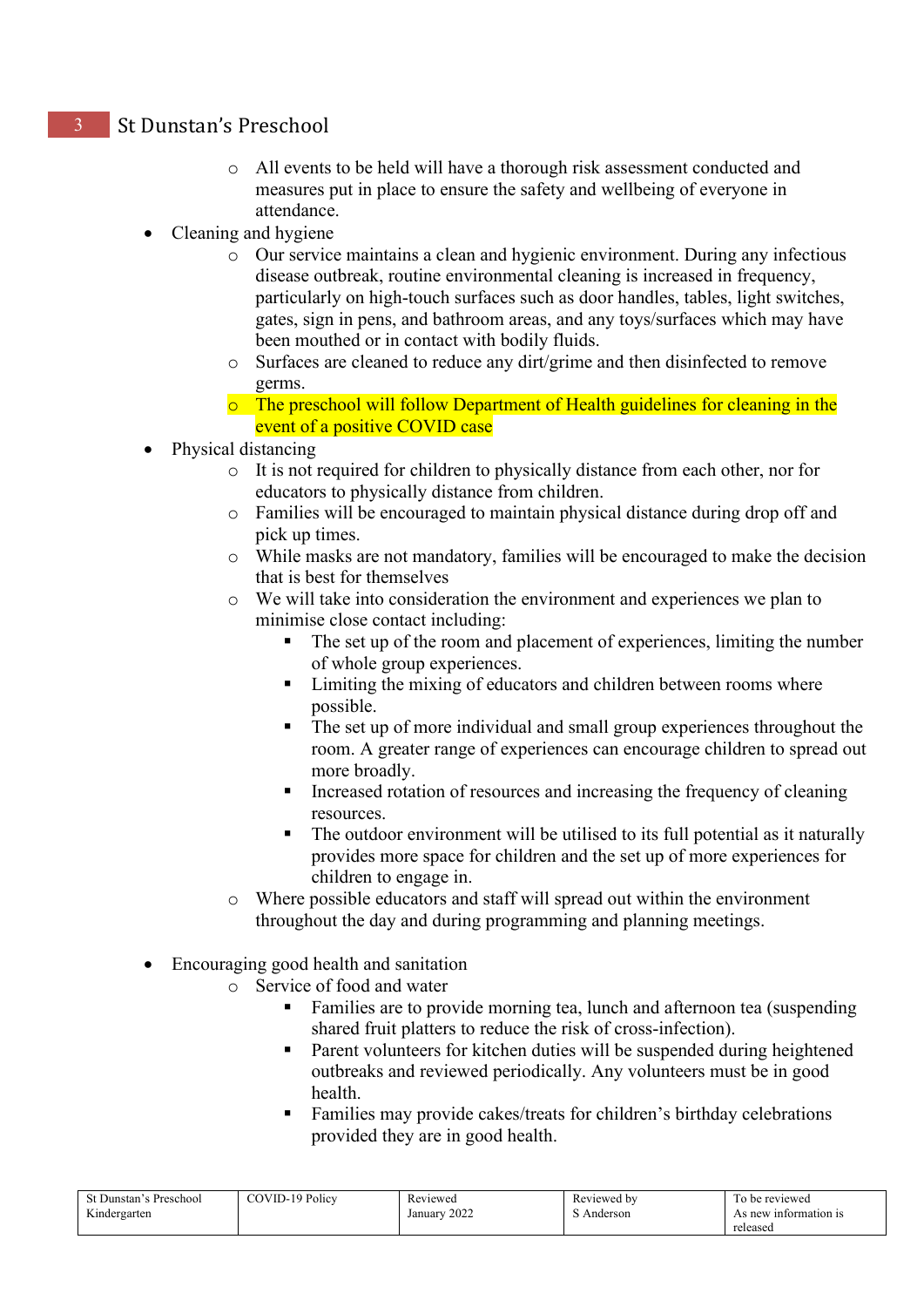- All events to be held will have a thorough risk assessment conducted and measures put in place to ensure the safety and wellbeing of everyone in attendance.
- Cleaning and hygiene
    - Our service maintains a clean and hygienic environment. During any infectious disease outbreak, routine environmental cleaning is increased in frequency, particularly on high-touch surfaces such as door handles, tables, light switches, gates, sign in pens, and bathroom areas, and any toys/surfaces which may have been mouthed or in contact with bodily fluids.
    - Surfaces are cleaned to reduce any dirt/grime and then disinfected to remove germs.
    - The preschool will follow Department of Health guidelines for cleaning in the event of a positive COVID case
- Physical distancing
    - It is not required for children to physically distance from each other, nor for educators to physically distance from children.
    - Families will be encouraged to maintain physical distance during drop off and pick up times.
    - While masks are not mandatory, families will be encouraged to make the decision that is best for themselves
    - We will take into consideration the environment and experiences we plan to minimise close contact including:
        - The set up of the room and placement of experiences, limiting the number of whole group experiences.
        - Limiting the mixing of educators and children between rooms where possible.
        - The set up of more individual and small group experiences throughout the room. A greater range of experiences can encourage children to spread out more broadly.
        - Increased rotation of resources and increasing the frequency of cleaning resources.
        - The outdoor environment will be utilised to its full potential as it naturally provides more space for children and the set up of more experiences for children to engage in.
    - Where possible educators and staff will spread out within the environment throughout the day and during programming and planning meetings.

- Encouraging good health and sanitation
    - Service of food and water
        - Families are to provide morning tea, lunch and afternoon tea (suspending shared fruit platters to reduce the risk of cross-infection).
        - Parent volunteers for kitchen duties will be suspended during heightened outbreaks and reviewed periodically. Any volunteers must be in good health.
        - Families may provide cakes/treats for children's birthday celebrations provided they are in good health.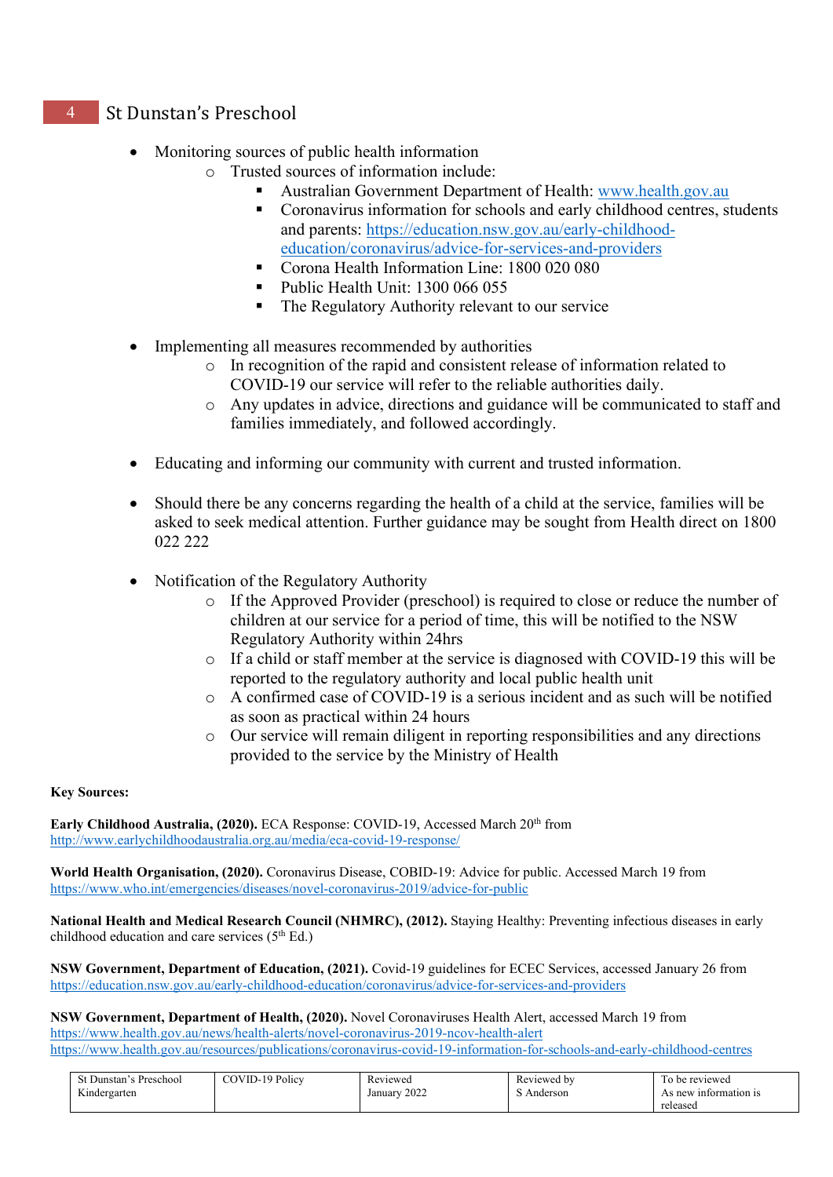- Monitoring sources of public health information
    - Trusted sources of information include:
        - Australian Government Department of Health: www.health.gov.au
        - Coronavirus information for schools and early childhood centres, students and parents: https://education.nsw.gov.au/early-childhood-education/coronavirus/advice-for-services-and-providers
        - Corona Health Information Line: 1800 020 080
        - Public Health Unit: 1300 066 055
        - The Regulatory Authority relevant to our service

- Implementing all measures recommended by authorities
    - In recognition of the rapid and consistent release of information related to COVID-19 our service will refer to the reliable authorities daily.
    - Any updates in advice, directions and guidance will be communicated to staff and families immediately, and followed accordingly.

- Educating and informing our community with current and trusted information.

- Should there be any concerns regarding the health of a child at the service, families will be asked to seek medical attention. Further guidance may be sought from Health direct on 1800 022 222

- Notification of the Regulatory Authority
    - If the Approved Provider (preschool) is required to close or reduce the number of children at our service for a period of time, this will be notified to the NSW Regulatory Authority within 24hrs
    - If a child or staff member at the service is diagnosed with COVID-19 this will be reported to the regulatory authority and local public health unit
    - A confirmed case of COVID-19 is a serious incident and as such will be notified as soon as practical within 24 hours
    - Our service will remain diligent in reporting responsibilities and any directions provided to the service by the Ministry of Health

**Key Sources:**

**Early Childhood Australia, (2020).** ECA Response: COVID-19, Accessed March 20th from http://www.earlychildhoodaustralia.org.au/media/eca-covid-19-response/

**World Health Organisation, (2020).** Coronavirus Disease, COBID-19: Advice for public. Accessed March 19 from https://www.who.int/emergencies/diseases/novel-coronavirus-2019/advice-for-public

**National Health and Medical Research Council (NHMRC), (2012).** Staying Healthy: Preventing infectious diseases in early childhood education and care services (5th Ed.)

**NSW Government, Department of Education, (2021).** Covid-19 guidelines for ECEC Services, accessed January 26 from https://education.nsw.gov.au/early-childhood-education/coronavirus/advice-for-services-and-providers

**NSW Government, Department of Health, (2020).** Novel Coronaviruses Health Alert, accessed March 19 from
https://www.health.gov.au/news/health-alerts/novel-coronavirus-2019-ncov-health-alert
https://www.health.gov.au/resources/publications/coronavirus-covid-19-information-for-schools-and-early-childhood-centres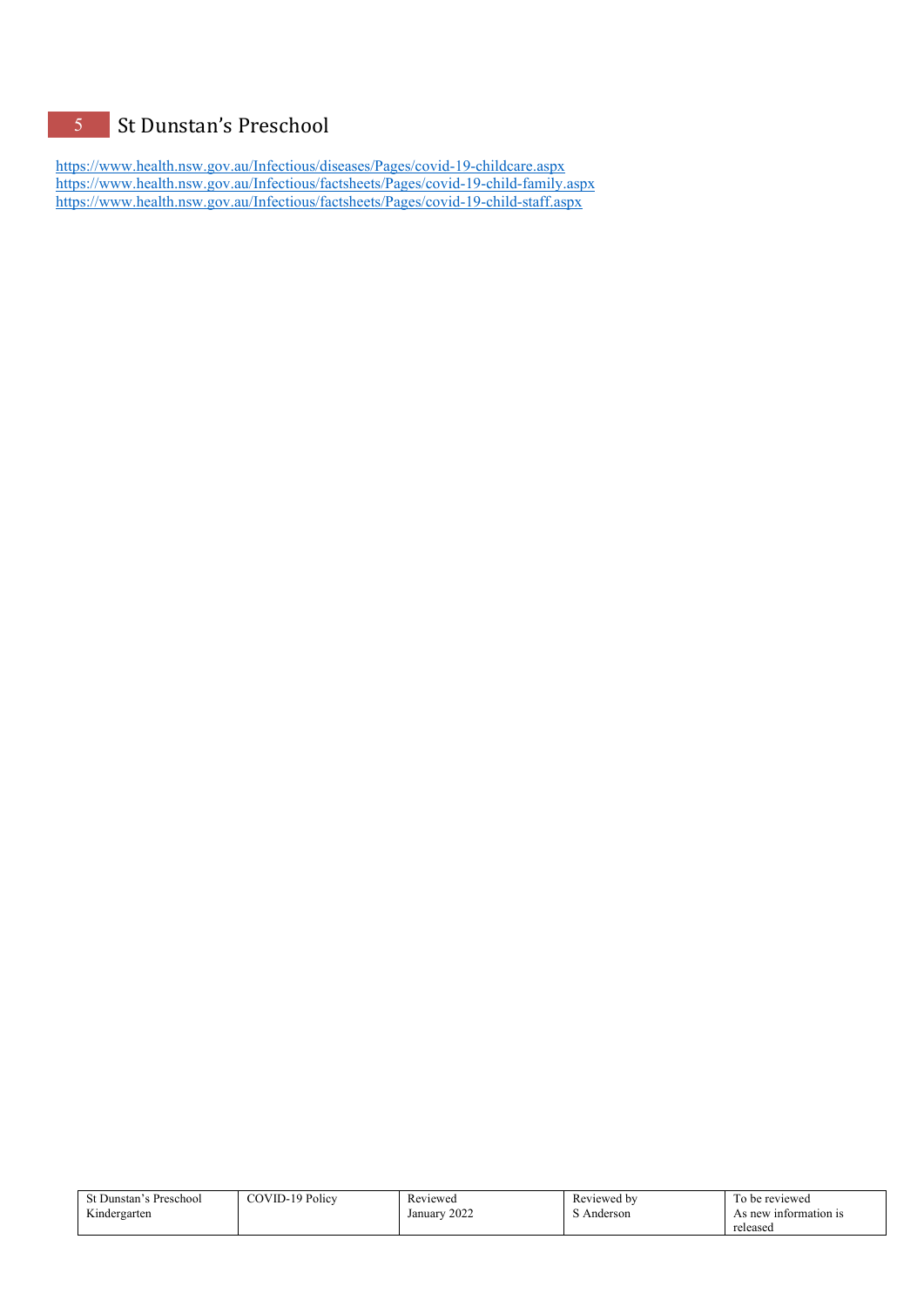https://www.health.nsw.gov.au/Infectious/diseases/Pages/covid-19-childcare.aspx
https://www.health.nsw.gov.au/Infectious/factsheets/Pages/covid-19-child-family.aspx
https://www.health.nsw.gov.au/Infectious/factsheets/Pages/covid-19-child-staff.aspx